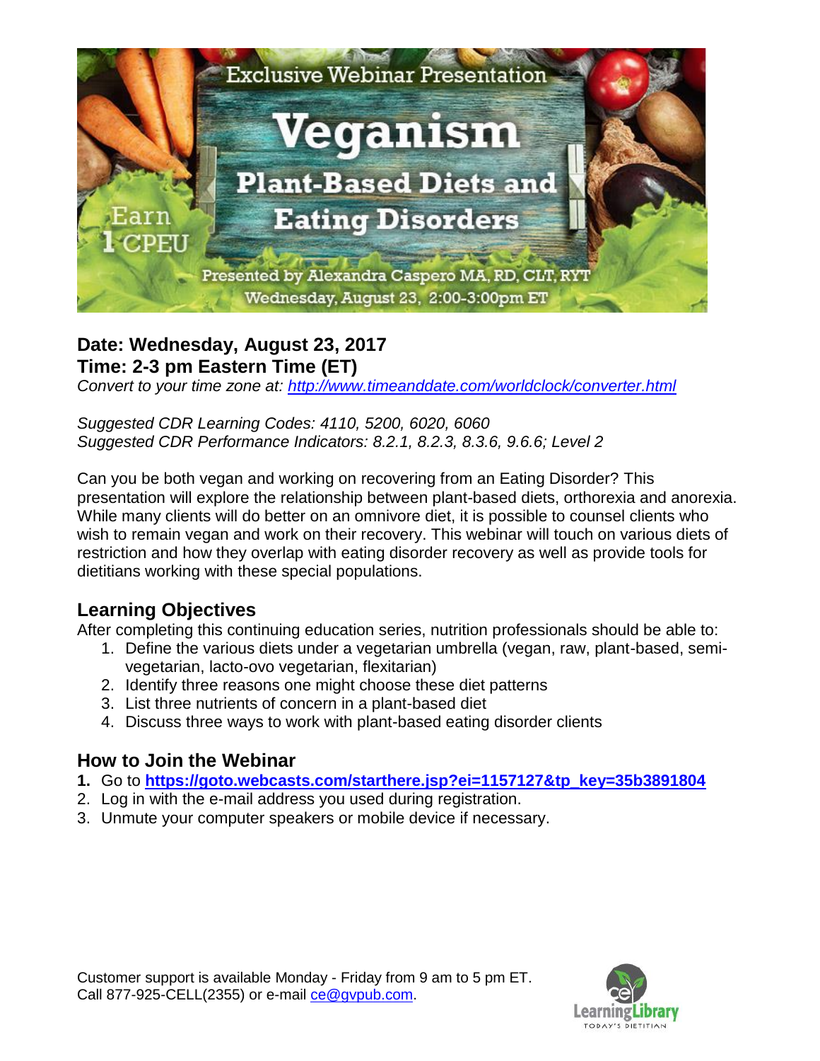Exclusive Webinar Presentation

# Veganism

## Plant-Based Diets and Eating Disorders

Earn 1 CPEU

Presented by Alexandra Caspero MA, RD, CLT, RYT

Wednesday, August 23, 2:00-3:00pm ET

**Date: Wednesday, August 23, 2017**
**Time: 2-3 pm Eastern Time (ET)**
*Convert to your time zone at: http://www.timeanddate.com/worldclock/converter.html*

*Suggested CDR Learning Codes: 4110, 5200, 6020, 6060*
*Suggested CDR Performance Indicators: 8.2.1, 8.2.3, 8.3.6, 9.6.6; Level 2*

Can you be both vegan and working on recovering from an Eating Disorder? This presentation will explore the relationship between plant-based diets, orthorexia and anorexia. While many clients will do better on an omnivore diet, it is possible to counsel clients who wish to remain vegan and work on their recovery. This webinar will touch on various diets of restriction and how they overlap with eating disorder recovery as well as provide tools for dietitians working with these special populations.

## Learning Objectives

After completing this continuing education series, nutrition professionals should be able to:

1. Define the various diets under a vegetarian umbrella (vegan, raw, plant-based, semi-vegetarian, lacto-ovo vegetarian, flexitarian)
2. Identify three reasons one might choose these diet patterns
3. List three nutrients of concern in a plant-based diet
4. Discuss three ways to work with plant-based eating disorder clients

## How to Join the Webinar

1. Go to **https://goto.webcasts.com/starthere.jsp?ei=1157127&tp_key=35b3891804**
2. Log in with the e-mail address you used during registration.
3. Unmute your computer speakers or mobile device if necessary.

Customer support is available Monday - Friday from 9 am to 5 pm ET.
Call 877-925-CELL(2355) or e-mail ce@gvpub.com.

Learning Library
TODAY'S DIETITIAN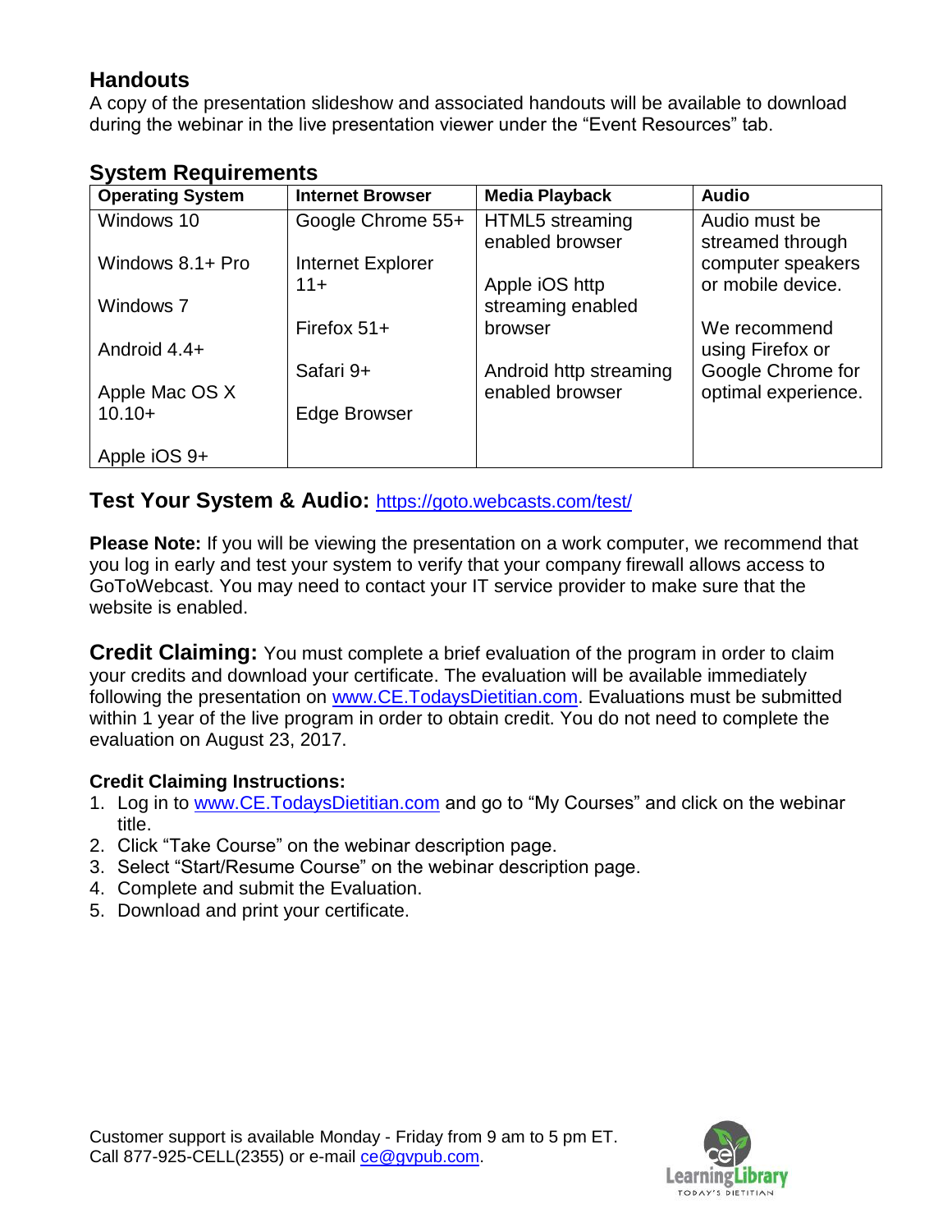## Handouts

A copy of the presentation slideshow and associated handouts will be available to download during the webinar in the live presentation viewer under the "Event Resources" tab.

## System Requirements

| Operating System | Internet Browser | Media Playback | Audio |
|---|---|---|---|
| Windows 10<br><br>Windows 8.1+ Pro<br><br>Windows 7<br><br>Android 4.4+<br><br>Apple Mac OS X 10.10+<br><br>Apple iOS 9+ | Google Chrome 55+<br><br>Internet Explorer 11+<br><br>Firefox 51+<br><br>Safari 9+<br><br>Edge Browser | HTML5 streaming enabled browser<br><br>Apple iOS http streaming enabled browser<br><br>Android http streaming enabled browser | Audio must be streamed through computer speakers or mobile device.<br><br>We recommend using Firefox or Google Chrome for optimal experience. |

## Test Your System & Audio: https://goto.webcasts.com/test/

**Please Note:** If you will be viewing the presentation on a work computer, we recommend that you log in early and test your system to verify that your company firewall allows access to GoToWebcast. You may need to contact your IT service provider to make sure that the website is enabled.

**Credit Claiming:** You must complete a brief evaluation of the program in order to claim your credits and download your certificate. The evaluation will be available immediately following the presentation on www.CE.TodaysDietitian.com. Evaluations must be submitted within 1 year of the live program in order to obtain credit. You do not need to complete the evaluation on August 23, 2017.

**Credit Claiming Instructions:**

1. Log in to www.CE.TodaysDietitian.com and go to "My Courses" and click on the webinar title.
2. Click "Take Course" on the webinar description page.
3. Select "Start/Resume Course" on the webinar description page.
4. Complete and submit the Evaluation.
5. Download and print your certificate.

Customer support is available Monday - Friday from 9 am to 5 pm ET.
Call 877-925-CELL(2355) or e-mail ce@gvpub.com.